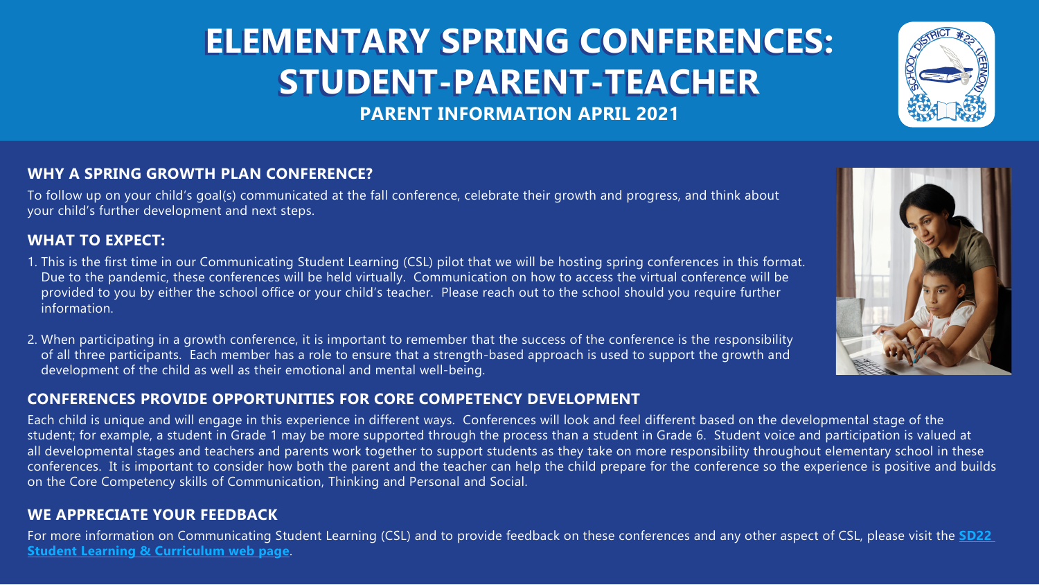# ELEMENTARY SPRING CONFERENCES: STUDENT-PARENT-TEACHER

**PARENT INFORMATION APRIL 2021**

## WHY A SPRING GROWTH PLAN CONFERENCE?

To follow up on your child's goal(s) communicated at the fall conference, celebrate their growth and progress, and think about your child's further development and next steps.

## WHAT TO EXPECT:

1. This is the first time in our Communicating Student Learning (CSL) pilot that we will be hosting spring conferences in this format. Due to the pandemic, these conferences will be held virtually. Communication on how to access the virtual conference will be provided to you by either the school office or your child's teacher. Please reach out to the school should you require further information.

2. When participating in a growth conference, it is important to remember that the success of the conference is the responsibility of all three participants. Each member has a role to ensure that a strength-based approach is used to support the growth and development of the child as well as their emotional and mental well-being.

## CONFERENCES PROVIDE OPPORTUNITIES FOR CORE COMPETENCY DEVELOPMENT

Each child is unique and will engage in this experience in different ways. Conferences will look and feel different based on the developmental stage of the student; for example, a student in Grade 1 may be more supported through the process than a student in Grade 6. Student voice and participation is valued at all developmental stages and teachers and parents work together to support students as they take on more responsibility throughout elementary school in these conferences. It is important to consider how both the parent and the teacher can help the child prepare for the conference so the experience is positive and builds on the Core Competency skills of Communication, Thinking and Personal and Social.

## WE APPRECIATE YOUR FEEDBACK

For more information on Communicating Student Learning (CSL) and to provide feedback on these conferences and any other aspect of CSL, please visit the **SD22 Student Learning & Curriculum web page**.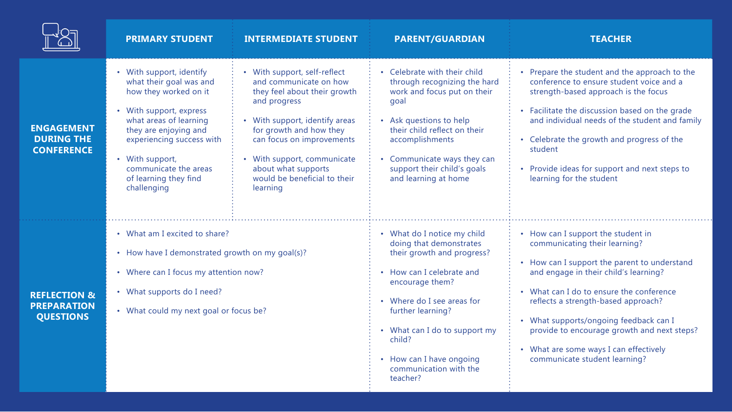| | PRIMARY STUDENT | INTERMEDIATE STUDENT | PARENT/GUARDIAN | TEACHER |
|---|---|---|---|---|
| **ENGAGEMENT DURING THE CONFERENCE** | • With support, identify what their goal was and how they worked on it<br>• With support, express what areas of learning they are enjoying and experiencing success with<br>• With support, communicate the areas of learning they find challenging | • With support, self-reflect and communicate on how they feel about their growth and progress<br>• With support, identify areas for growth and how they can focus on improvements<br>• With support, communicate about what supports would be beneficial to their learning | • Celebrate with their child through recognizing the hard work and focus put on their goal<br>• Ask questions to help their child reflect on their accomplishments<br>• Communicate ways they can support their child's goals and learning at home | • Prepare the student and the approach to the conference to ensure student voice and a strength-based approach is the focus<br>• Facilitate the discussion based on the grade and individual needs of the student and family<br>• Celebrate the growth and progress of the student<br>• Provide ideas for support and next steps to learning for the student |
| **REFLECTION & PREPARATION QUESTIONS** | • What am I excited to share?<br>• How have I demonstrated growth on my goal(s)?<br>• Where can I focus my attention now?<br>• What supports do I need?<br>• What could my next goal or focus be? | | • What do I notice my child doing that demonstrates their growth and progress?<br>• How can I celebrate and encourage them?<br>• Where do I see areas for further learning?<br>• What can I do to support my child?<br>• How can I have ongoing communication with the teacher? | • How can I support the student in communicating their learning?<br>• How can I support the parent to understand and engage in their child's learning?<br>• What can I do to ensure the conference reflects a strength-based approach?<br>• What supports/ongoing feedback can I provide to encourage growth and next steps?<br>• What are some ways I can effectively communicate student learning? |